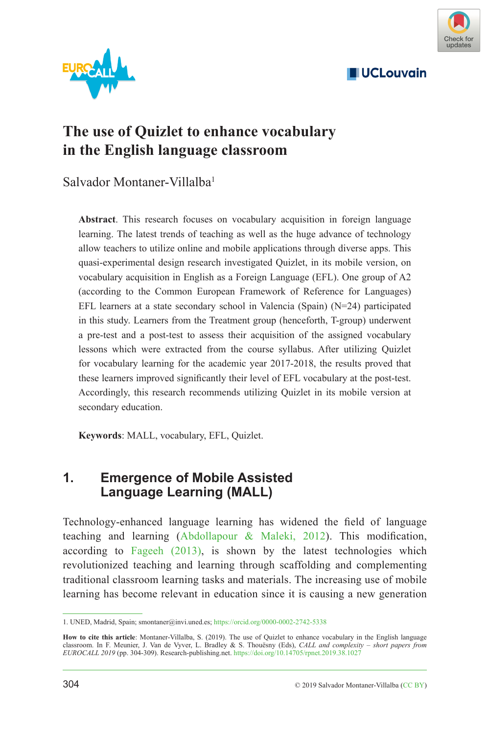# The use of Quizlet to enhance vocabulary in the English language classroom

Salvador Montaner-Villalba[1]

**Abstract**. This research focuses on vocabulary acquisition in foreign language learning. The latest trends of teaching as well as the huge advance of technology allow teachers to utilize online and mobile applications through diverse apps. This quasi-experimental design research investigated Quizlet, in its mobile version, on vocabulary acquisition in English as a Foreign Language (EFL). One group of A2 (according to the Common European Framework of Reference for Languages) EFL learners at a state secondary school in Valencia (Spain) (N=24) participated in this study. Learners from the Treatment group (henceforth, T-group) underwent a pre-test and a post-test to assess their acquisition of the assigned vocabulary lessons which were extracted from the course syllabus. After utilizing Quizlet for vocabulary learning for the academic year 2017-2018, the results proved that these learners improved significantly their level of EFL vocabulary at the post-test. Accordingly, this research recommends utilizing Quizlet in its mobile version at secondary education.

**Keywords**: MALL, vocabulary, EFL, Quizlet.

## 1. Emergence of Mobile Assisted Language Learning (MALL)

Technology-enhanced language learning has widened the field of language teaching and learning (Abdollapour & Maleki, 2012). This modification, according to Fageeh (2013), is shown by the latest technologies which revolutionized teaching and learning through scaffolding and complementing traditional classroom learning tasks and materials. The increasing use of mobile learning has become relevant in education since it is causing a new generation

1. UNED, Madrid, Spain; smontaner@invi.uned.es; https://orcid.org/0000-0002-2742-5338

**How to cite this article**: Montaner-Villalba, S. (2019). The use of Quizlet to enhance vocabulary in the English language classroom. In F. Meunier, J. Van de Vyver, L. Bradley & S. Thouësny (Eds), *CALL and complexity – short papers from EUROCALL 2019* (pp. 304-309). Research-publishing.net. https://doi.org/10.14705/rpnet.2019.38.1027

© 2019 Salvador Montaner-Villalba (CC BY)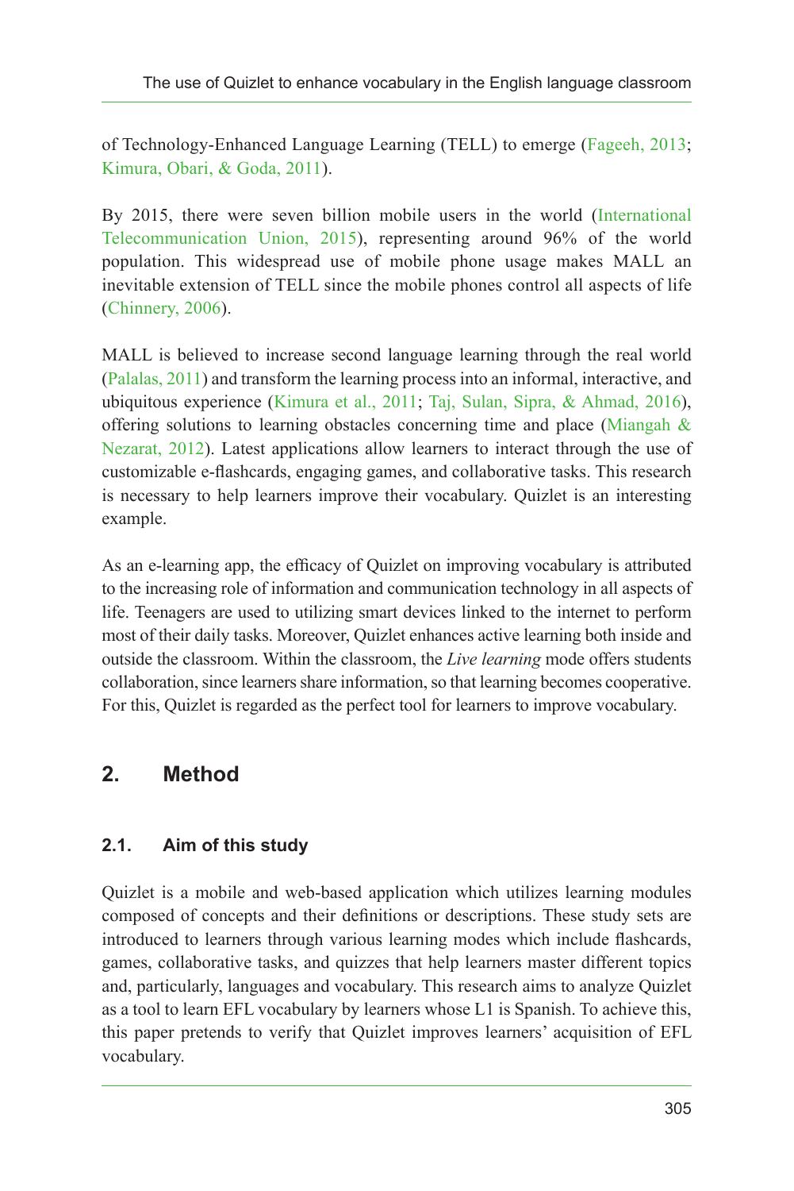of Technology-Enhanced Language Learning (TELL) to emerge (Fageeh, 2013; Kimura, Obari, & Goda, 2011).

By 2015, there were seven billion mobile users in the world (International Telecommunication Union, 2015), representing around 96% of the world population. This widespread use of mobile phone usage makes MALL an inevitable extension of TELL since the mobile phones control all aspects of life (Chinnery, 2006).

MALL is believed to increase second language learning through the real world (Palalas, 2011) and transform the learning process into an informal, interactive, and ubiquitous experience (Kimura et al., 2011; Taj, Sulan, Sipra, & Ahmad, 2016), offering solutions to learning obstacles concerning time and place (Miangah & Nezarat, 2012). Latest applications allow learners to interact through the use of customizable e-flashcards, engaging games, and collaborative tasks. This research is necessary to help learners improve their vocabulary. Quizlet is an interesting example.

As an e-learning app, the efficacy of Quizlet on improving vocabulary is attributed to the increasing role of information and communication technology in all aspects of life. Teenagers are used to utilizing smart devices linked to the internet to perform most of their daily tasks. Moreover, Quizlet enhances active learning both inside and outside the classroom. Within the classroom, the *Live learning* mode offers students collaboration, since learners share information, so that learning becomes cooperative. For this, Quizlet is regarded as the perfect tool for learners to improve vocabulary.

## 2. Method

### 2.1. Aim of this study

Quizlet is a mobile and web-based application which utilizes learning modules composed of concepts and their definitions or descriptions. These study sets are introduced to learners through various learning modes which include flashcards, games, collaborative tasks, and quizzes that help learners master different topics and, particularly, languages and vocabulary. This research aims to analyze Quizlet as a tool to learn EFL vocabulary by learners whose L1 is Spanish. To achieve this, this paper pretends to verify that Quizlet improves learners' acquisition of EFL vocabulary.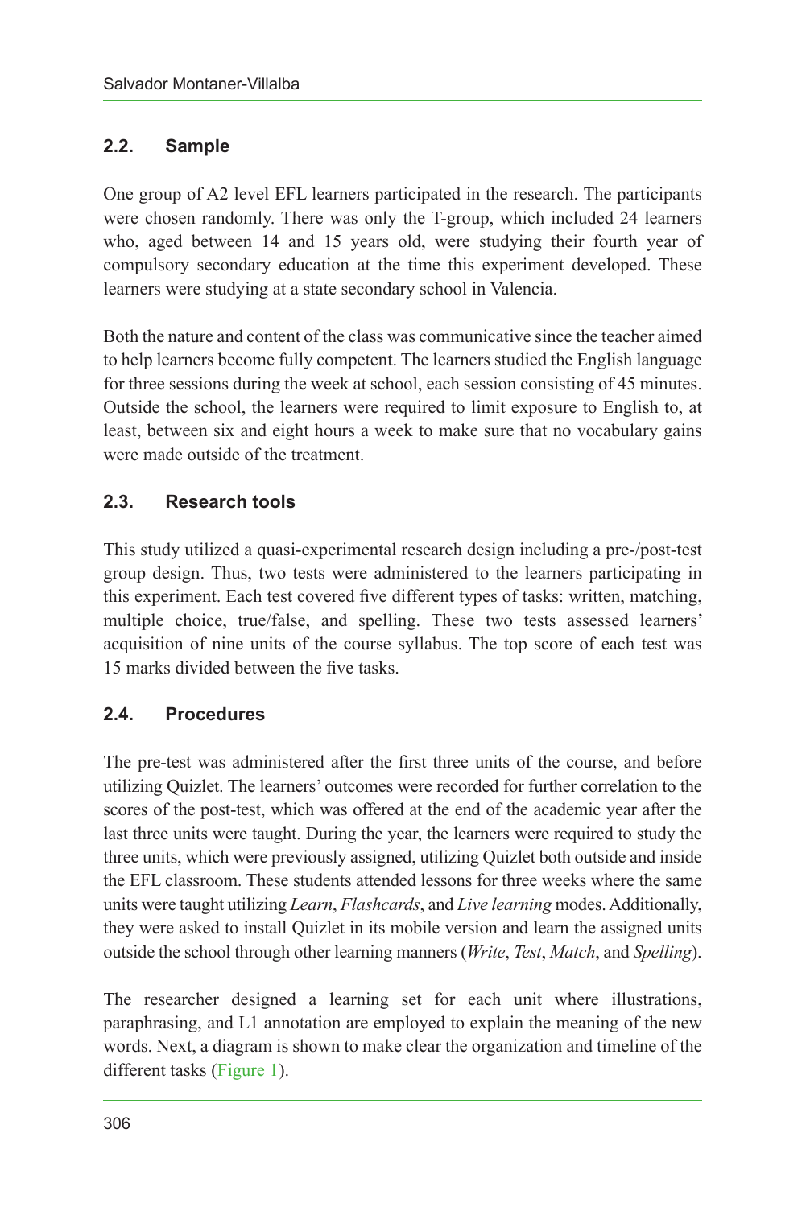## 2.2. Sample

One group of A2 level EFL learners participated in the research. The participants were chosen randomly. There was only the T-group, which included 24 learners who, aged between 14 and 15 years old, were studying their fourth year of compulsory secondary education at the time this experiment developed. These learners were studying at a state secondary school in Valencia.

Both the nature and content of the class was communicative since the teacher aimed to help learners become fully competent. The learners studied the English language for three sessions during the week at school, each session consisting of 45 minutes. Outside the school, the learners were required to limit exposure to English to, at least, between six and eight hours a week to make sure that no vocabulary gains were made outside of the treatment.

## 2.3. Research tools

This study utilized a quasi-experimental research design including a pre-/post-test group design. Thus, two tests were administered to the learners participating in this experiment. Each test covered five different types of tasks: written, matching, multiple choice, true/false, and spelling. These two tests assessed learners' acquisition of nine units of the course syllabus. The top score of each test was 15 marks divided between the five tasks.

## 2.4. Procedures

The pre-test was administered after the first three units of the course, and before utilizing Quizlet. The learners' outcomes were recorded for further correlation to the scores of the post-test, which was offered at the end of the academic year after the last three units were taught. During the year, the learners were required to study the three units, which were previously assigned, utilizing Quizlet both outside and inside the EFL classroom. These students attended lessons for three weeks where the same units were taught utilizing *Learn*, *Flashcards*, and *Live learning* modes. Additionally, they were asked to install Quizlet in its mobile version and learn the assigned units outside the school through other learning manners (*Write*, *Test*, *Match*, and *Spelling*).

The researcher designed a learning set for each unit where illustrations, paraphrasing, and L1 annotation are employed to explain the meaning of the new words. Next, a diagram is shown to make clear the organization and timeline of the different tasks (Figure 1).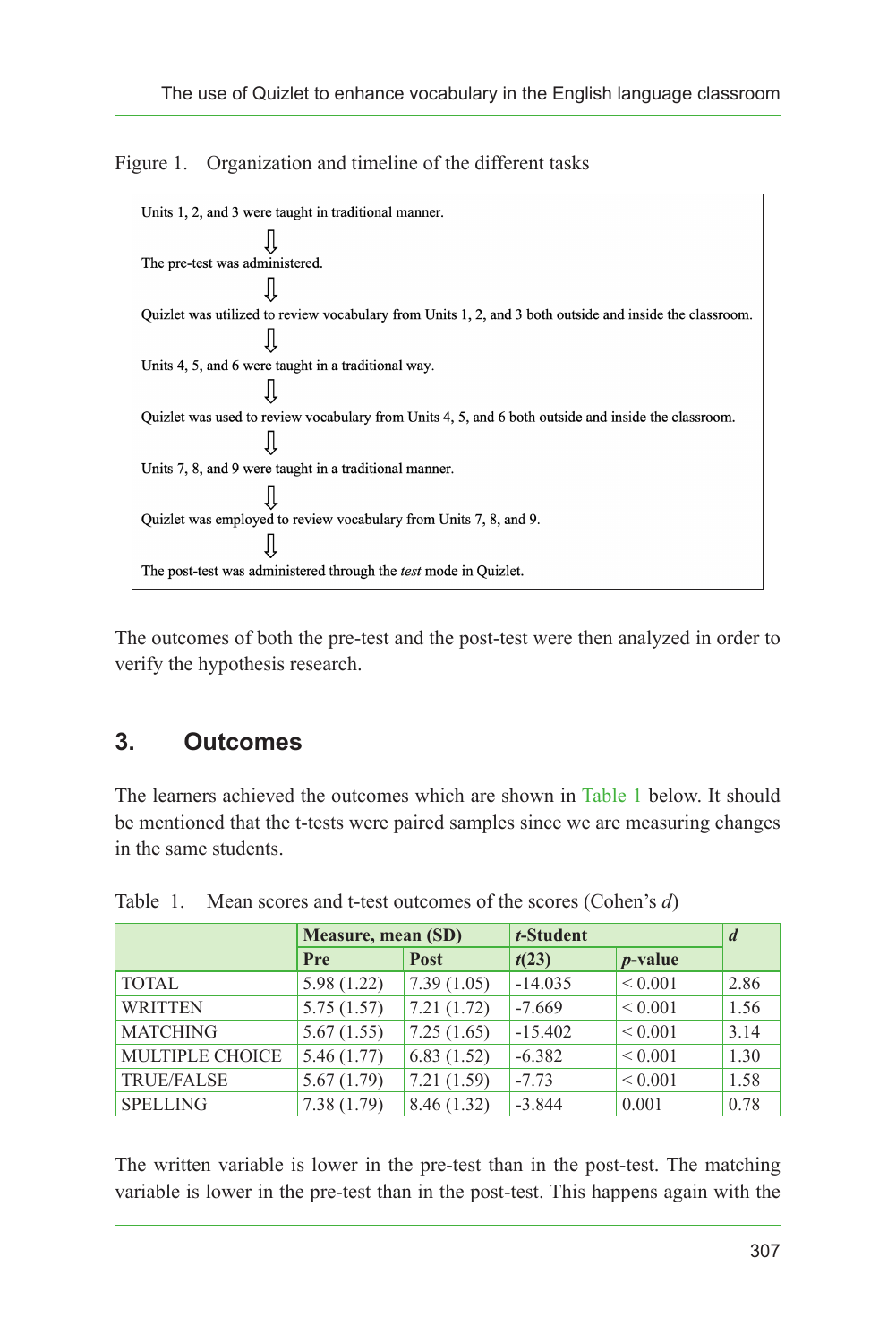Figure 1. Organization and timeline of the different tasks

Units 1, 2, and 3 were taught in traditional manner.

⇩

The pre-test was administered.

⇩

Quizlet was utilized to review vocabulary from Units 1, 2, and 3 both outside and inside the classroom.

⇩

Units 4, 5, and 6 were taught in a traditional way.

⇩

Quizlet was used to review vocabulary from Units 4, 5, and 6 both outside and inside the classroom.

⇩

Units 7, 8, and 9 were taught in a traditional manner.

⇩

Quizlet was employed to review vocabulary from Units 7, 8, and 9.

⇩

The post-test was administered through the *test* mode in Quizlet.

The outcomes of both the pre-test and the post-test were then analyzed in order to verify the hypothesis research.

## 3. Outcomes

The learners achieved the outcomes which are shown in Table 1 below. It should be mentioned that the t-tests were paired samples since we are measuring changes in the same students.

Table 1. Mean scores and t-test outcomes of the scores (Cohen's *d*)

| | **Measure, mean (SD)** | | ***t*-Student** | | ***d*** |
|---|---|---|---|---|---|
| | **Pre** | **Post** | ***t*(23)** | ***p*-value** | |
| TOTAL | 5.98 (1.22) | 7.39 (1.05) | -14.035 | < 0.001 | 2.86 |
| WRITTEN | 5.75 (1.57) | 7.21 (1.72) | -7.669 | < 0.001 | 1.56 |
| MATCHING | 5.67 (1.55) | 7.25 (1.65) | -15.402 | < 0.001 | 3.14 |
| MULTIPLE CHOICE | 5.46 (1.77) | 6.83 (1.52) | -6.382 | < 0.001 | 1.30 |
| TRUE/FALSE | 5.67 (1.79) | 7.21 (1.59) | -7.73 | < 0.001 | 1.58 |
| SPELLING | 7.38 (1.79) | 8.46 (1.32) | -3.844 | 0.001 | 0.78 |

The written variable is lower in the pre-test than in the post-test. The matching variable is lower in the pre-test than in the post-test. This happens again with the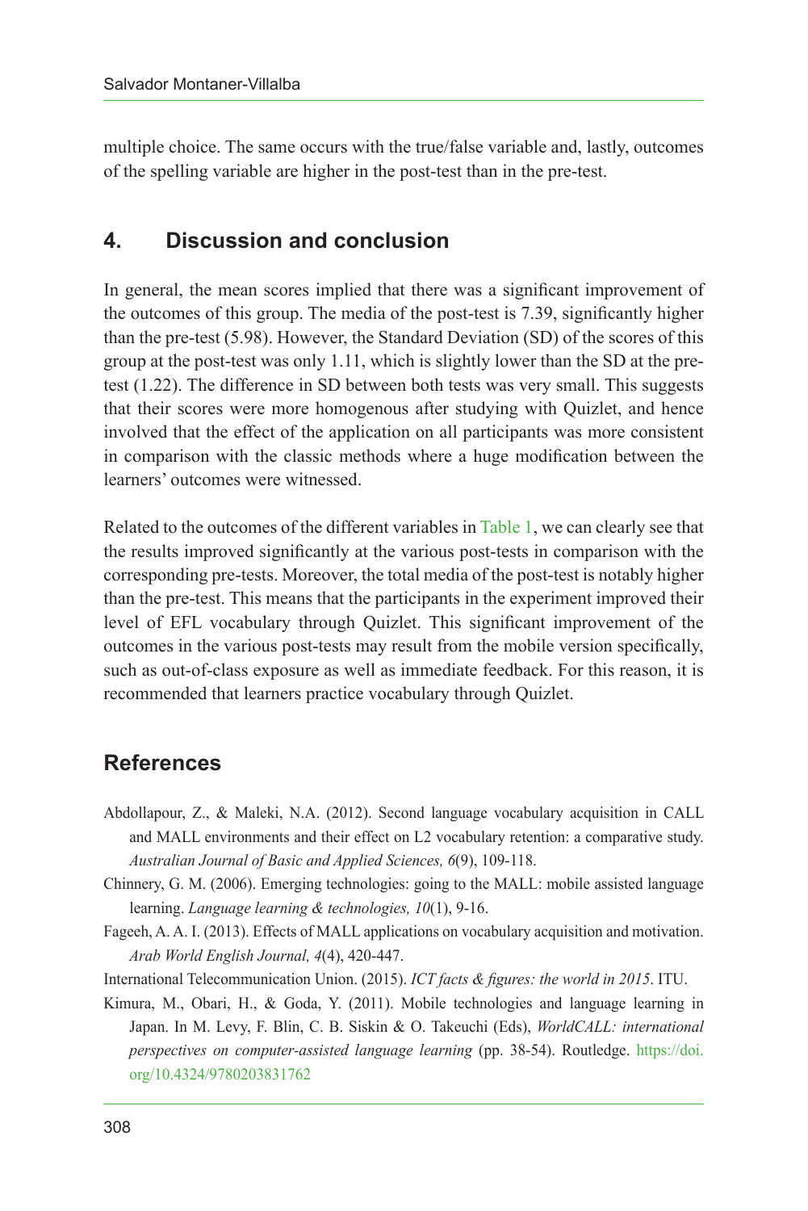multiple choice. The same occurs with the true/false variable and, lastly, outcomes of the spelling variable are higher in the post-test than in the pre-test.

## 4. Discussion and conclusion

In general, the mean scores implied that there was a significant improvement of the outcomes of this group. The media of the post-test is 7.39, significantly higher than the pre-test (5.98). However, the Standard Deviation (SD) of the scores of this group at the post-test was only 1.11, which is slightly lower than the SD at the pre-test (1.22). The difference in SD between both tests was very small. This suggests that their scores were more homogenous after studying with Quizlet, and hence involved that the effect of the application on all participants was more consistent in comparison with the classic methods where a huge modification between the learners' outcomes were witnessed.

Related to the outcomes of the different variables in Table 1, we can clearly see that the results improved significantly at the various post-tests in comparison with the corresponding pre-tests. Moreover, the total media of the post-test is notably higher than the pre-test. This means that the participants in the experiment improved their level of EFL vocabulary through Quizlet. This significant improvement of the outcomes in the various post-tests may result from the mobile version specifically, such as out-of-class exposure as well as immediate feedback. For this reason, it is recommended that learners practice vocabulary through Quizlet.

## References

Abdollapour, Z., & Maleki, N.A. (2012). Second language vocabulary acquisition in CALL and MALL environments and their effect on L2 vocabulary retention: a comparative study. *Australian Journal of Basic and Applied Sciences, 6*(9), 109-118.

Chinnery, G. M. (2006). Emerging technologies: going to the MALL: mobile assisted language learning. *Language learning & technologies, 10*(1), 9-16.

Fageeh, A. A. I. (2013). Effects of MALL applications on vocabulary acquisition and motivation. *Arab World English Journal, 4*(4), 420-447.

International Telecommunication Union. (2015). *ICT facts & figures: the world in 2015*. ITU.

Kimura, M., Obari, H., & Goda, Y. (2011). Mobile technologies and language learning in Japan. In M. Levy, F. Blin, C. B. Siskin & O. Takeuchi (Eds), *WorldCALL: international perspectives on computer-assisted language learning* (pp. 38-54). Routledge. https://doi.org/10.4324/9780203831762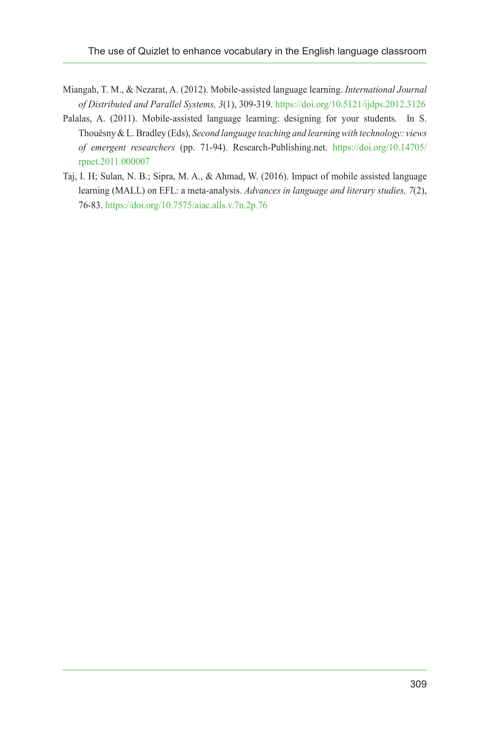Miangah, T. M., & Nezarat, A. (2012). Mobile-assisted language learning. *International Journal of Distributed and Parallel Systems, 3*(1), 309-319. https://doi.org/10.5121/ijdps.2012.3126

Palalas, A. (2011). Mobile-assisted language learning: designing for your students. In S. Thouësny & L. Bradley (Eds), *Second language teaching and learning with technology: views of emergent researchers* (pp. 71-94). Research-Publishing.net. https://doi.org/10.14705/rpnet.2011.000007

Taj, I. H; Sulan, N. B.; Sipra, M. A., & Ahmad, W. (2016). Impact of mobile assisted language learning (MALL) on EFL: a meta-analysis. *Advances in language and literary studies, 7*(2), 76-83. https://doi.org/10.7575/aiac.alls.v.7n.2p.76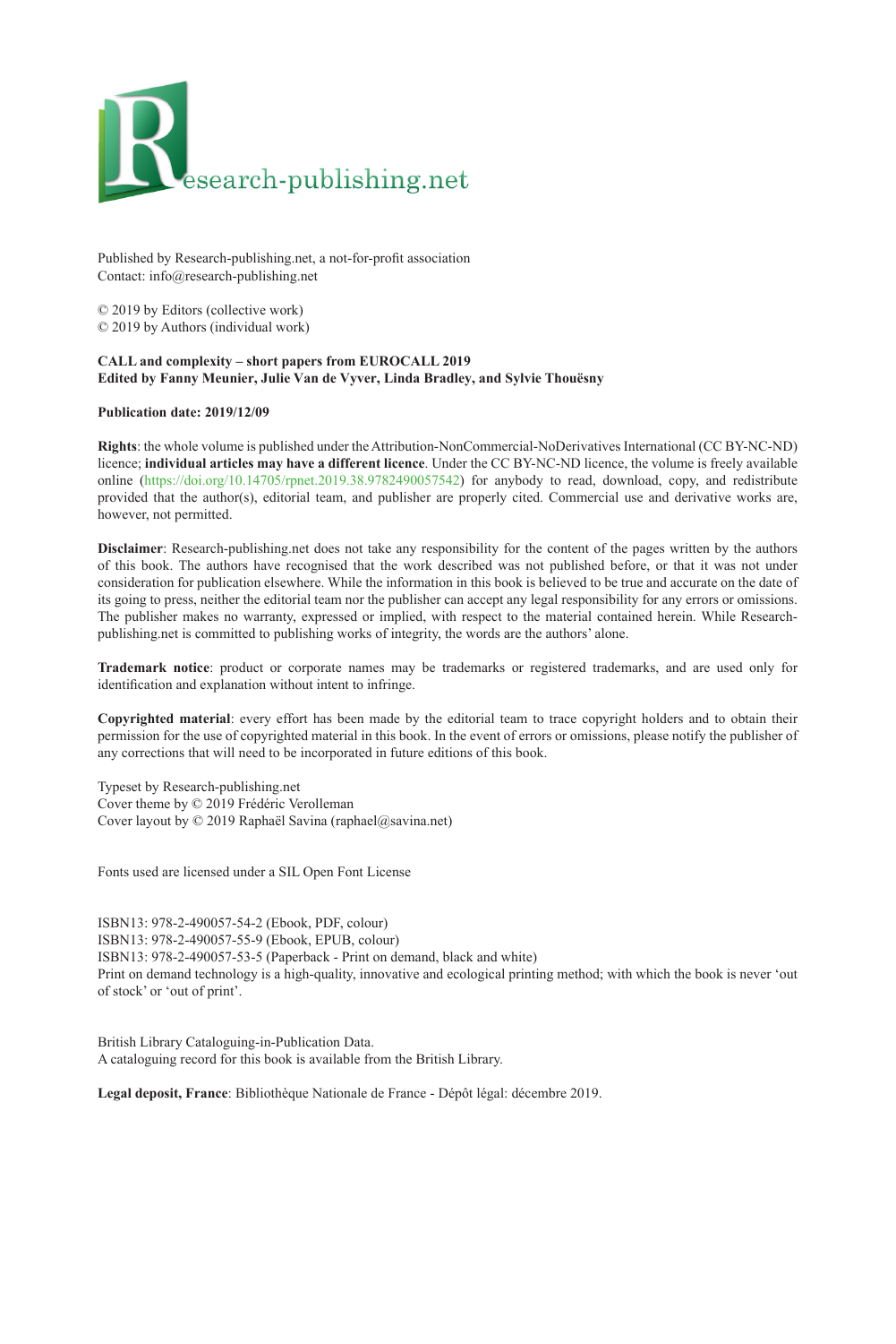Research-publishing.net

Published by Research-publishing.net, a not-for-profit association
Contact: info@research-publishing.net

© 2019 by Editors (collective work)
© 2019 by Authors (individual work)

**CALL and complexity – short papers from EUROCALL 2019**
**Edited by Fanny Meunier, Julie Van de Vyver, Linda Bradley, and Sylvie Thouësny**

**Publication date: 2019/12/09**

**Rights**: the whole volume is published under the Attribution-NonCommercial-NoDerivatives International (CC BY-NC-ND) licence; **individual articles may have a different licence**. Under the CC BY-NC-ND licence, the volume is freely available online (https://doi.org/10.14705/rpnet.2019.38.9782490057542) for anybody to read, download, copy, and redistribute provided that the author(s), editorial team, and publisher are properly cited. Commercial use and derivative works are, however, not permitted.

**Disclaimer**: Research-publishing.net does not take any responsibility for the content of the pages written by the authors of this book. The authors have recognised that the work described was not published before, or that it was not under consideration for publication elsewhere. While the information in this book is believed to be true and accurate on the date of its going to press, neither the editorial team nor the publisher can accept any legal responsibility for any errors or omissions. The publisher makes no warranty, expressed or implied, with respect to the material contained herein. While Research-publishing.net is committed to publishing works of integrity, the words are the authors' alone.

**Trademark notice**: product or corporate names may be trademarks or registered trademarks, and are used only for identification and explanation without intent to infringe.

**Copyrighted material**: every effort has been made by the editorial team to trace copyright holders and to obtain their permission for the use of copyrighted material in this book. In the event of errors or omissions, please notify the publisher of any corrections that will need to be incorporated in future editions of this book.

Typeset by Research-publishing.net
Cover theme by © 2019 Frédéric Verolleman
Cover layout by © 2019 Raphaël Savina (raphael@savina.net)

Fonts used are licensed under a SIL Open Font License

ISBN13: 978-2-490057-54-2 (Ebook, PDF, colour)
ISBN13: 978-2-490057-55-9 (Ebook, EPUB, colour)
ISBN13: 978-2-490057-53-5 (Paperback - Print on demand, black and white)
Print on demand technology is a high-quality, innovative and ecological printing method; with which the book is never 'out of stock' or 'out of print'.

British Library Cataloguing-in-Publication Data.
A cataloguing record for this book is available from the British Library.

**Legal deposit, France**: Bibliothèque Nationale de France - Dépôt légal: décembre 2019.